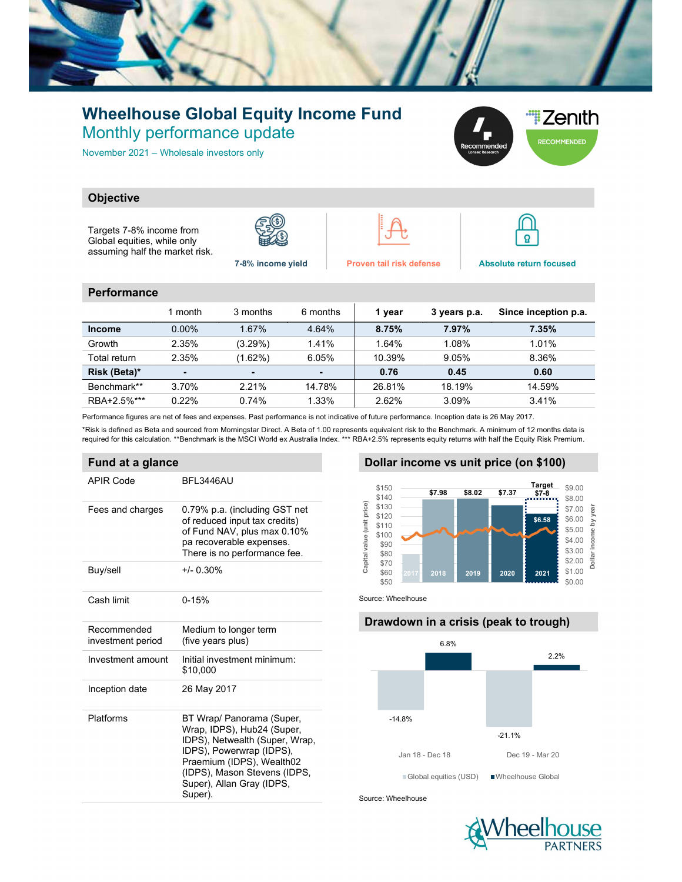# Wheelhouse Global Equity Income Fund

## Monthly performance update

November 2021 – Wholesale investors only

Recommended Lonsec Research

Zenith RECOMMENDED

## Objective

Targets 7-8% income from Global equities, while only assuming half the market risk.

7-8% income yield

Proven tail risk defense

Absolute return focused

## Performance

| | 1 month | 3 months | 6 months | 1 year | 3 years p.a. | Since inception p.a. |
|---|---|---|---|---|---|---|
| **Income** | 0.00% | 1.67% | 4.64% | **8.75%** | **7.97%** | **7.35%** |
| Growth | 2.35% | (3.29%) | 1.41% | 1.64% | 1.08% | 1.01% |
| Total return | 2.35% | (1.62%) | 6.05% | 10.39% | 9.05% | 8.36% |
| **Risk (Beta)*** | **-** | **-** | **-** | **0.76** | **0.45** | **0.60** |
| Benchmark** | 3.70% | 2.21% | 14.78% | 26.81% | 18.19% | 14.59% |
| RBA+2.5%*** | 0.22% | 0.74% | 1.33% | 2.62% | 3.09% | 3.41% |

Performance figures are net of fees and expenses. Past performance is not indicative of future performance. Inception date is 26 May 2017.

*Risk is defined as Beta and sourced from Morningstar Direct. A Beta of 1.00 represents equivalent risk to the Benchmark. A minimum of 12 months data is required for this calculation. **Benchmark is the MSCI World ex Australia Index. *** RBA+2.5% represents equity returns with half the Equity Risk Premium.

## Fund at a glance

| | |
|---|---|
| APIR Code | BFL3446AU |
| Fees and charges | 0.79% p.a. (including GST net of reduced input tax credits) of Fund NAV, plus max 0.10% pa recoverable expenses. There is no performance fee. |
| Buy/sell | +/- 0.30% |
| Cash limit | 0-15% |
| Recommended investment period | Medium to longer term (five years plus) |
| Investment amount | Initial investment minimum: $10,000 |
| Inception date | 26 May 2017 |
| Platforms | BT Wrap/ Panorama (Super, Wrap, IDPS), Hub24 (Super, IDPS), Netwealth (Super, Wrap, IDPS), Powerwrap (IDPS), Praemium (IDPS), Wealth02 (IDPS), Mason Stevens (IDPS, Super), Allan Gray (IDPS, Super). |

## Dollar income vs unit price (on $100)

| Year | Dollar income |
|---|---|
| 2017 | |
| 2018 | $7.98 |
| 2019 | $8.02 |
| 2020 | $7.37 |
| 2021 | $6.58 (Target $7-8) |

Source: Wheelhouse

## Drawdown in a crisis (peak to trough)

| Period | Global equities (USD) | Wheelhouse Global |
|---|---|---|
| Jan 18 - Dec 18 | -14.8% | 6.8% |
| Dec 19 - Mar 20 | -21.1% | 2.2% |

Source: Wheelhouse

Wheelhouse PARTNERS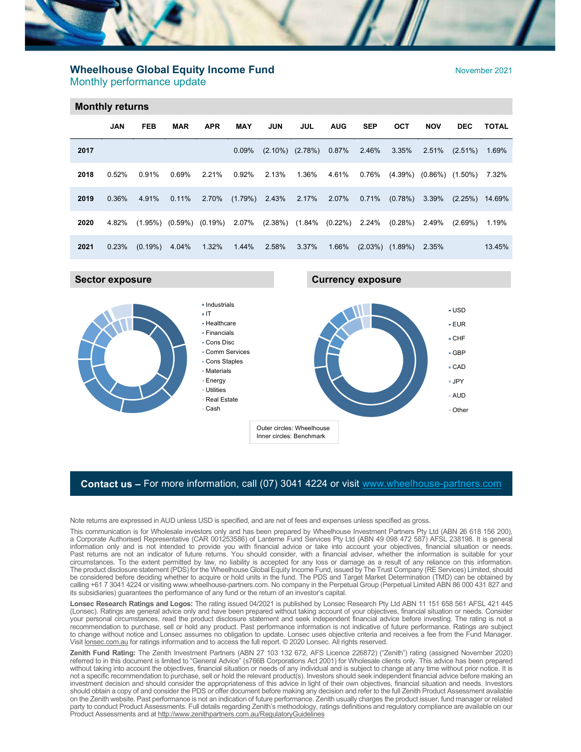## Wheelhouse Global Equity Income Fund

Monthly performance update

November 2021

### Monthly returns

| | JAN | FEB | MAR | APR | MAY | JUN | JUL | AUG | SEP | OCT | NOV | DEC | TOTAL |
|---|---|---|---|---|---|---|---|---|---|---|---|---|---|
| 2017 | | | | | 0.09% | (2.10%) | (2.78%) | 0.87% | 2.46% | 3.35% | 2.51% | (2.51%) | 1.69% |
| 2018 | 0.52% | 0.91% | 0.69% | 2.21% | 0.92% | 2.13% | 1.36% | 4.61% | 0.76% | (4.39%) | (0.86%) | (1.50%) | 7.32% |
| 2019 | 0.36% | 4.91% | 0.11% | 2.70% | (1.79%) | 2.43% | 2.17% | 2.07% | 0.71% | (0.78%) | 3.39% | (2.25%) | 14.69% |
| 2020 | 4.82% | (1.95%) | (0.59%) | (0.19%) | 2.07% | (2.38%) | (1.84% | (0.22%) | 2.24% | (0.28%) | 2.49% | (2.69%) | 1.19% |
| 2021 | 0.23% | (0.19%) | 4.04% | 1.32% | 1.44% | 2.58% | 3.37% | 1.66% | (2.03%) | (1.89%) | 2.35% | | 13.45% |

### Sector exposure

Industrials
IT
Healthcare
Financials
Cons Disc
Comm Services
Cons Staples
Materials
Energy
Utilities
Real Estate
Cash

### Currency exposure

USD
EUR
CHF
GBP
CAD
JPY
AUD
Other

Outer circles: Wheelhouse
Inner circles: Benchmark

**Contact us –** For more information, call (07) 3041 4224 or visit www.wheelhouse-partners.com

Note returns are expressed in AUD unless USD is specified, and are net of fees and expenses unless specified as gross.

This communication is for Wholesale investors only and has been prepared by Wheelhouse Investment Partners Pty Ltd (ABN 26 618 156 200), a Corporate Authorised Representative (CAR 001253586) of Lanterne Fund Services Pty Ltd (ABN 49 098 472 587) AFSL 238198. It is general information only and is not intended to provide you with financial advice or take into account your objectives, financial situation or needs. Past returns are not an indicator of future returns. You should consider, with a financial adviser, whether the information is suitable for your circumstances. To the extent permitted by law, no liability is accepted for any loss or damage as a result of any reliance on this information. The product disclosure statement (PDS) for the Wheelhouse Global Equity Income Fund, issued by The Trust Company (RE Services) Limited, should be considered before deciding whether to acquire or hold units in the fund. The PDS and Target Market Determination (TMD) can be obtained by calling +61 7 3041 4224 or visiting www.wheelhouse-partners.com. No company in the Perpetual Group (Perpetual Limited ABN 86 000 431 827 and its subsidiaries) guarantees the performance of any fund or the return of an investor's capital.

**Lonsec Research Ratings and Logos:** The rating issued 04/2021 is published by Lonsec Research Pty Ltd ABN 11 151 658 561 AFSL 421 445 (Lonsec). Ratings are general advice only and have been prepared without taking account of your objectives, financial situation or needs. Consider your personal circumstances, read the product disclosure statement and seek independent financial advice before investing. The rating is not a recommendation to purchase, sell or hold any product. Past performance information is not indicative of future performance. Ratings are subject to change without notice and Lonsec assumes no obligation to update. Lonsec uses objective criteria and receives a fee from the Fund Manager. Visit lonsec.com.au for ratings information and to access the full report. © 2020 Lonsec. All rights reserved.

**Zenith Fund Rating:** The Zenith Investment Partners (ABN 27 103 132 672, AFS Licence 226872) ("Zenith") rating (assigned November 2020) referred to in this document is limited to "General Advice" (s766B Corporations Act 2001) for Wholesale clients only. This advice has been prepared without taking into account the objectives, financial situation or needs of any individual and is subject to change at any time without prior notice. It is not a specific recommendation to purchase, sell or hold the relevant product(s). Investors should seek independent financial advice before making an investment decision and should consider the appropriateness of this advice in light of their own objectives, financial situation and needs. Investors should obtain a copy of and consider the PDS or offer document before making any decision and refer to the full Zenith Product Assessment available on the Zenith website. Past performance is not an indication of future performance. Zenith usually charges the product issuer, fund manager or related party to conduct Product Assessments. Full details regarding Zenith's methodology, ratings definitions and regulatory compliance are available on our Product Assessments and at http://www.zenithpartners.com.au/RegulatoryGuidelines